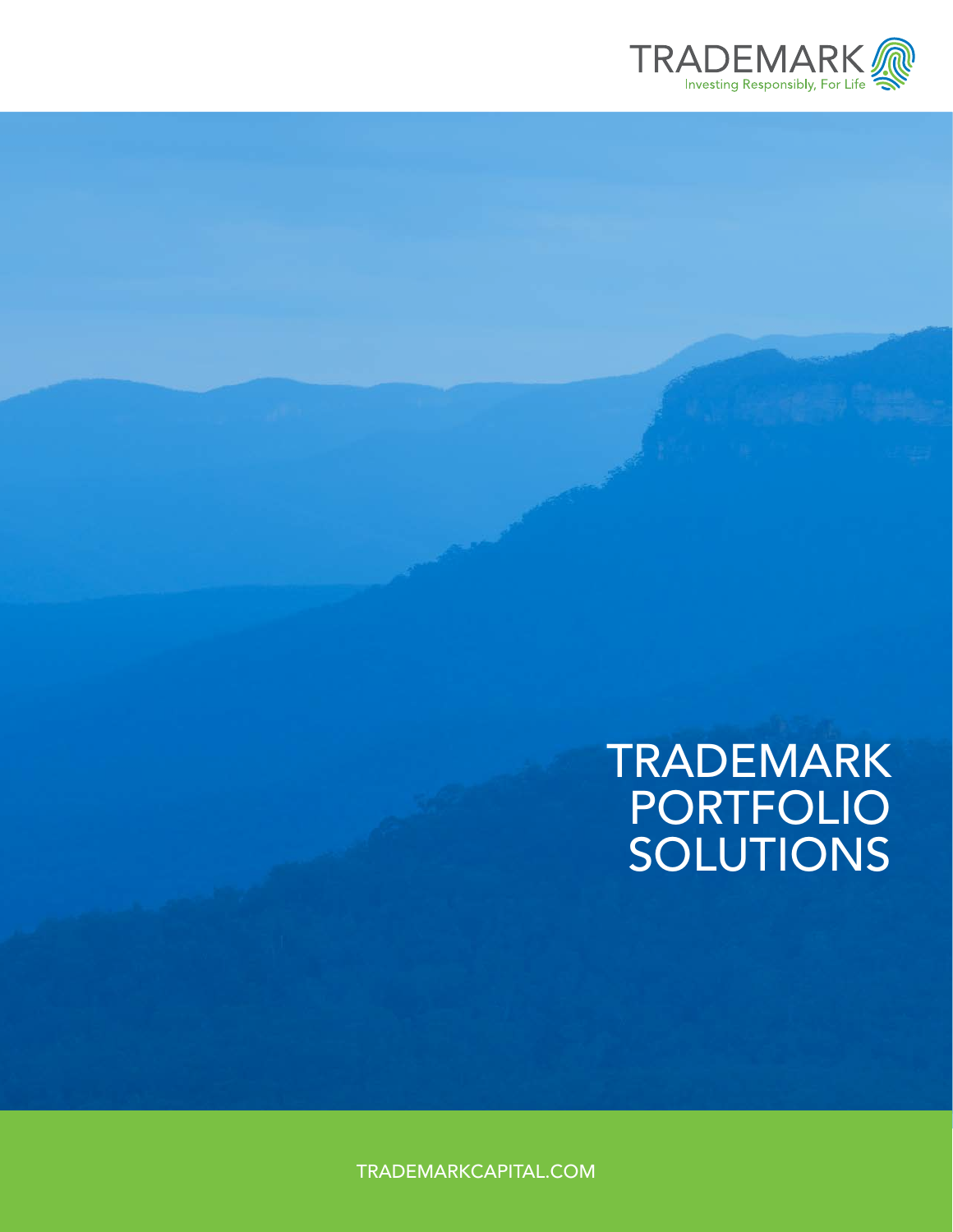TRADEMARK

Investing Responsibly, For Life

# TRADEMARK PORTFOLIO SOLUTIONS

TRADEMARKCAPITAL.COM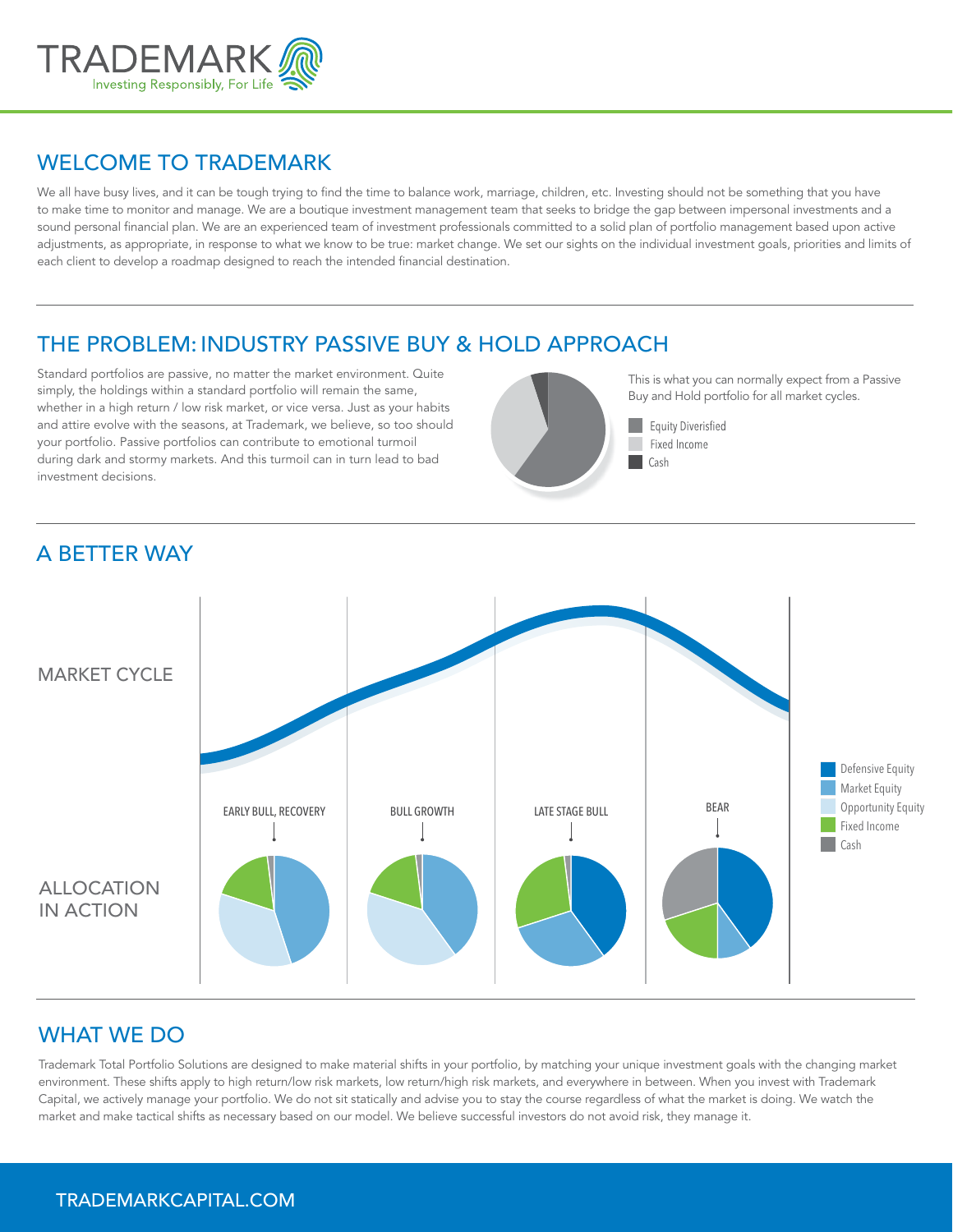TRADEMARK
Investing Responsibly, For Life

## WELCOME TO TRADEMARK

We all have busy lives, and it can be tough trying to find the time to balance work, marriage, children, etc. Investing should not be something that you have to make time to monitor and manage. We are a boutique investment management team that seeks to bridge the gap between impersonal investments and a sound personal financial plan. We are an experienced team of investment professionals committed to a solid plan of portfolio management based upon active adjustments, as appropriate, in response to what we know to be true: market change. We set our sights on the individual investment goals, priorities and limits of each client to develop a roadmap designed to reach the intended financial destination.

## THE PROBLEM: INDUSTRY PASSIVE BUY & HOLD APPROACH

Standard portfolios are passive, no matter the market environment. Quite simply, the holdings within a standard portfolio will remain the same, whether in a high return / low risk market, or vice versa. Just as your habits and attire evolve with the seasons, at Trademark, we believe, so too should your portfolio. Passive portfolios can contribute to emotional turmoil during dark and stormy markets. And this turmoil can in turn lead to bad investment decisions.

This is what you can normally expect from a Passive Buy and Hold portfolio for all market cycles.

- Equity Diversified
- Fixed Income
- Cash

## A BETTER WAY

MARKET CYCLE

ALLOCATION IN ACTION

EARLY BULL, RECOVERY | BULL GROWTH | LATE STAGE BULL | BEAR

- Defensive Equity
- Market Equity
- Opportunity Equity
- Fixed Income
- Cash

## WHAT WE DO

Trademark Total Portfolio Solutions are designed to make material shifts in your portfolio, by matching your unique investment goals with the changing market environment. These shifts apply to high return/low risk markets, low return/high risk markets, and everywhere in between. When you invest with Trademark Capital, we actively manage your portfolio. We do not sit statically and advise you to stay the course regardless of what the market is doing. We watch the market and make tactical shifts as necessary based on our model. We believe successful investors do not avoid risk, they manage it.

TRADEMARKCAPITAL.COM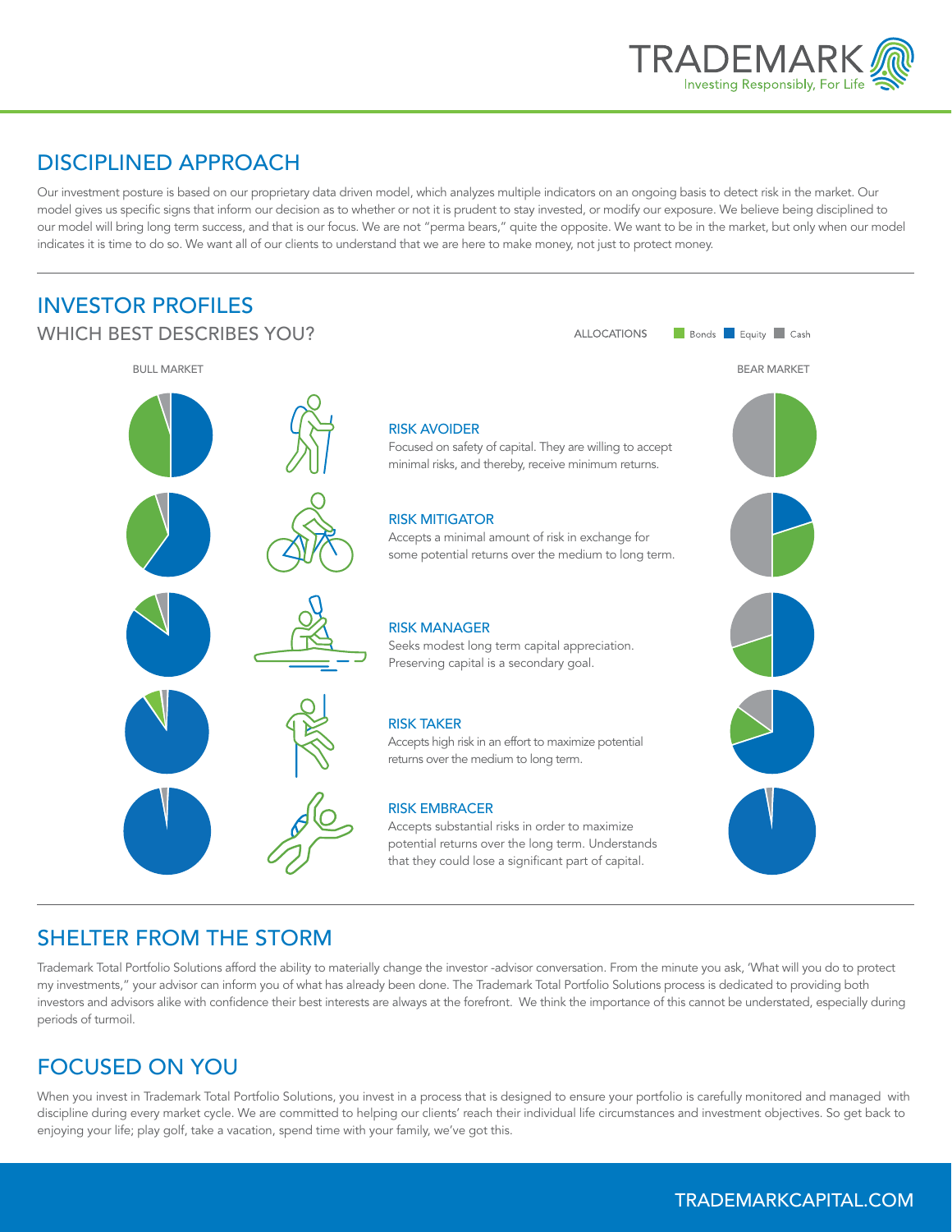## DISCIPLINED APPROACH

Our investment posture is based on our proprietary data driven model, which analyzes multiple indicators on an ongoing basis to detect risk in the market. Our model gives us specific signs that inform our decision as to whether or not it is prudent to stay invested, or modify our exposure. We believe being disciplined to our model will bring long term success, and that is our focus. We are not "perma bears," quite the opposite. We want to be in the market, but only when our model indicates it is time to do so. We want all of our clients to understand that we are here to make money, not just to protect money.

## INVESTOR PROFILES

### WHICH BEST DESCRIBES YOU?

ALLOCATIONS: Bonds, Equity, Cash

BULL MARKET | BEAR MARKET

**RISK AVOIDER**
Focused on safety of capital. They are willing to accept minimal risks, and thereby, receive minimum returns.

**RISK MITIGATOR**
Accepts a minimal amount of risk in exchange for some potential returns over the medium to long term.

**RISK MANAGER**
Seeks modest long term capital appreciation. Preserving capital is a secondary goal.

**RISK TAKER**
Accepts high risk in an effort to maximize potential returns over the medium to long term.

**RISK EMBRACER**
Accepts substantial risks in order to maximize potential returns over the long term. Understands that they could lose a significant part of capital.

## SHELTER FROM THE STORM

Trademark Total Portfolio Solutions afford the ability to materially change the investor -advisor conversation. From the minute you ask, 'What will you do to protect my investments," your advisor can inform you of what has already been done. The Trademark Total Portfolio Solutions process is dedicated to providing both investors and advisors alike with confidence their best interests are always at the forefront. We think the importance of this cannot be understated, especially during periods of turmoil.

## FOCUSED ON YOU

When you invest in Trademark Total Portfolio Solutions, you invest in a process that is designed to ensure your portfolio is carefully monitored and managed with discipline during every market cycle. We are committed to helping our clients' reach their individual life circumstances and investment objectives. So get back to enjoying your life; play golf, take a vacation, spend time with your family, we've got this.

TRADEMARKCAPITAL.COM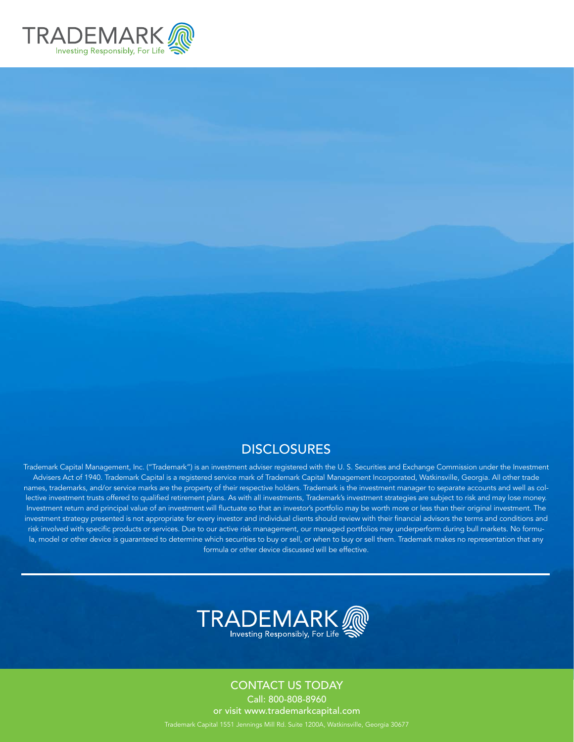TRADEMARK
Investing Responsibly, For Life

## DISCLOSURES

Trademark Capital Management, Inc. ("Trademark") is an investment adviser registered with the U. S. Securities and Exchange Commission under the Investment Advisers Act of 1940. Trademark Capital is a registered service mark of Trademark Capital Management Incorporated, Watkinsville, Georgia. All other trade names, trademarks, and/or service marks are the property of their respective holders. Trademark is the investment manager to separate accounts and well as collective investment trusts offered to qualified retirement plans. As with all investments, Trademark's investment strategies are subject to risk and may lose money. Investment return and principal value of an investment will fluctuate so that an investor's portfolio may be worth more or less than their original investment. The investment strategy presented is not appropriate for every investor and individual clients should review with their financial advisors the terms and conditions and risk involved with specific products or services. Due to our active risk management, our managed portfolios may underperform during bull markets. No formula, model or other device is guaranteed to determine which securities to buy or sell, or when to buy or sell them. Trademark makes no representation that any formula or other device discussed will be effective.

TRADEMARK
Investing Responsibly, For Life

## CONTACT US TODAY

Call: 800-808-8960
or visit www.trademarkcapital.com

Trademark Capital 1551 Jennings Mill Rd. Suite 1200A, Watkinsville, Georgia 30677